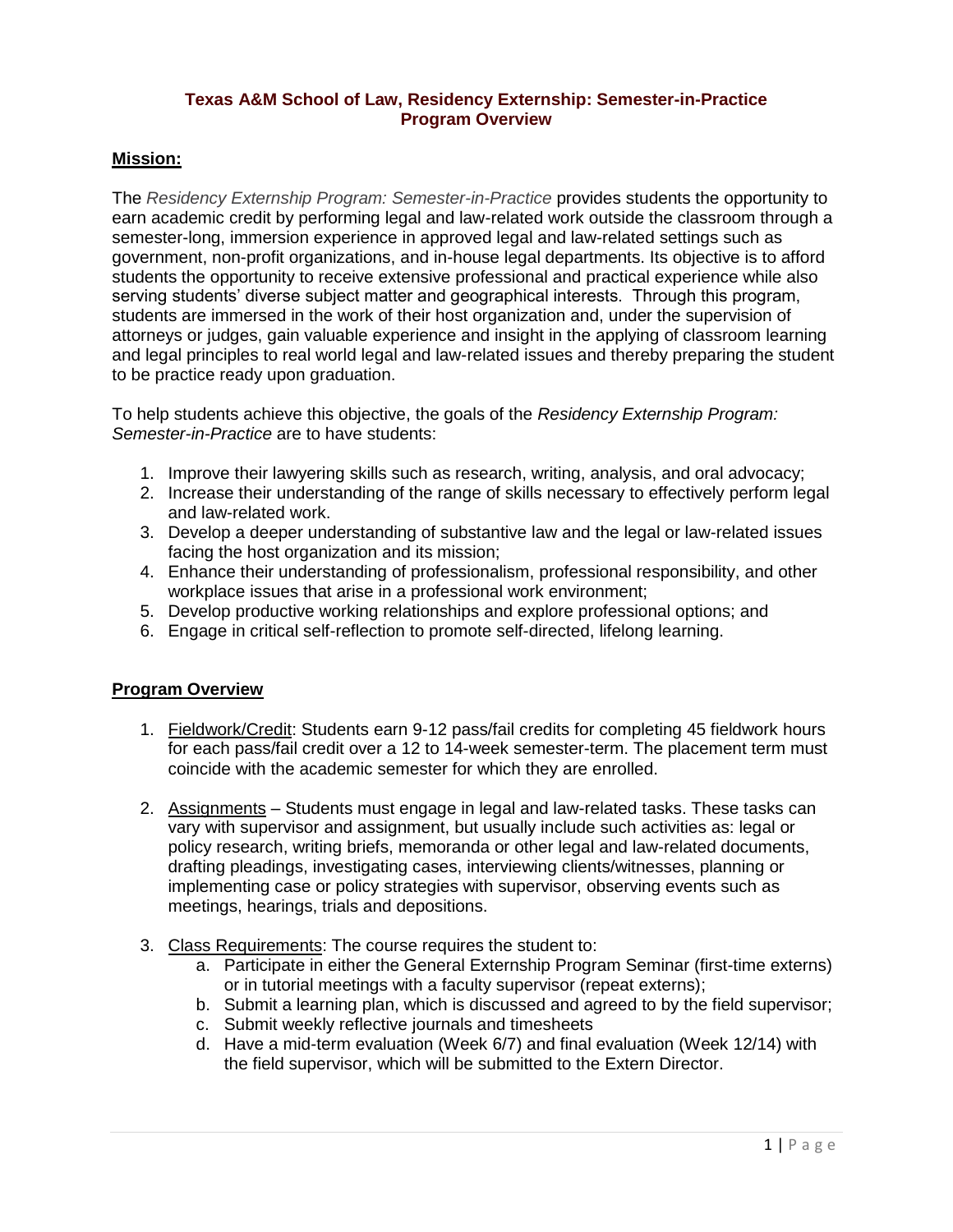# Texas A&M School of Law, Residency Externship: Semester-in-Practice
## Program Overview

### Mission:

The *Residency Externship Program: Semester-in-Practice* provides students the opportunity to earn academic credit by performing legal and law-related work outside the classroom through a semester-long, immersion experience in approved legal and law-related settings such as government, non-profit organizations, and in-house legal departments. Its objective is to afford students the opportunity to receive extensive professional and practical experience while also serving students' diverse subject matter and geographical interests. Through this program, students are immersed in the work of their host organization and, under the supervision of attorneys or judges, gain valuable experience and insight in the applying of classroom learning and legal principles to real world legal and law-related issues and thereby preparing the student to be practice ready upon graduation.

To help students achieve this objective, the goals of the *Residency Externship Program: Semester-in-Practice* are to have students:

1. Improve their lawyering skills such as research, writing, analysis, and oral advocacy;
2. Increase their understanding of the range of skills necessary to effectively perform legal and law-related work.
3. Develop a deeper understanding of substantive law and the legal or law-related issues facing the host organization and its mission;
4. Enhance their understanding of professionalism, professional responsibility, and other workplace issues that arise in a professional work environment;
5. Develop productive working relationships and explore professional options; and
6. Engage in critical self-reflection to promote self-directed, lifelong learning.

### Program Overview

1. Fieldwork/Credit: Students earn 9-12 pass/fail credits for completing 45 fieldwork hours for each pass/fail credit over a 12 to 14-week semester-term. The placement term must coincide with the academic semester for which they are enrolled.

2. Assignments – Students must engage in legal and law-related tasks. These tasks can vary with supervisor and assignment, but usually include such activities as: legal or policy research, writing briefs, memoranda or other legal and law-related documents, drafting pleadings, investigating cases, interviewing clients/witnesses, planning or implementing case or policy strategies with supervisor, observing events such as meetings, hearings, trials and depositions.

3. Class Requirements: The course requires the student to:
    a. Participate in either the General Externship Program Seminar (first-time externs) or in tutorial meetings with a faculty supervisor (repeat externs);
    b. Submit a learning plan, which is discussed and agreed to by the field supervisor;
    c. Submit weekly reflective journals and timesheets
    d. Have a mid-term evaluation (Week 6/7) and final evaluation (Week 12/14) with the field supervisor, which will be submitted to the Extern Director.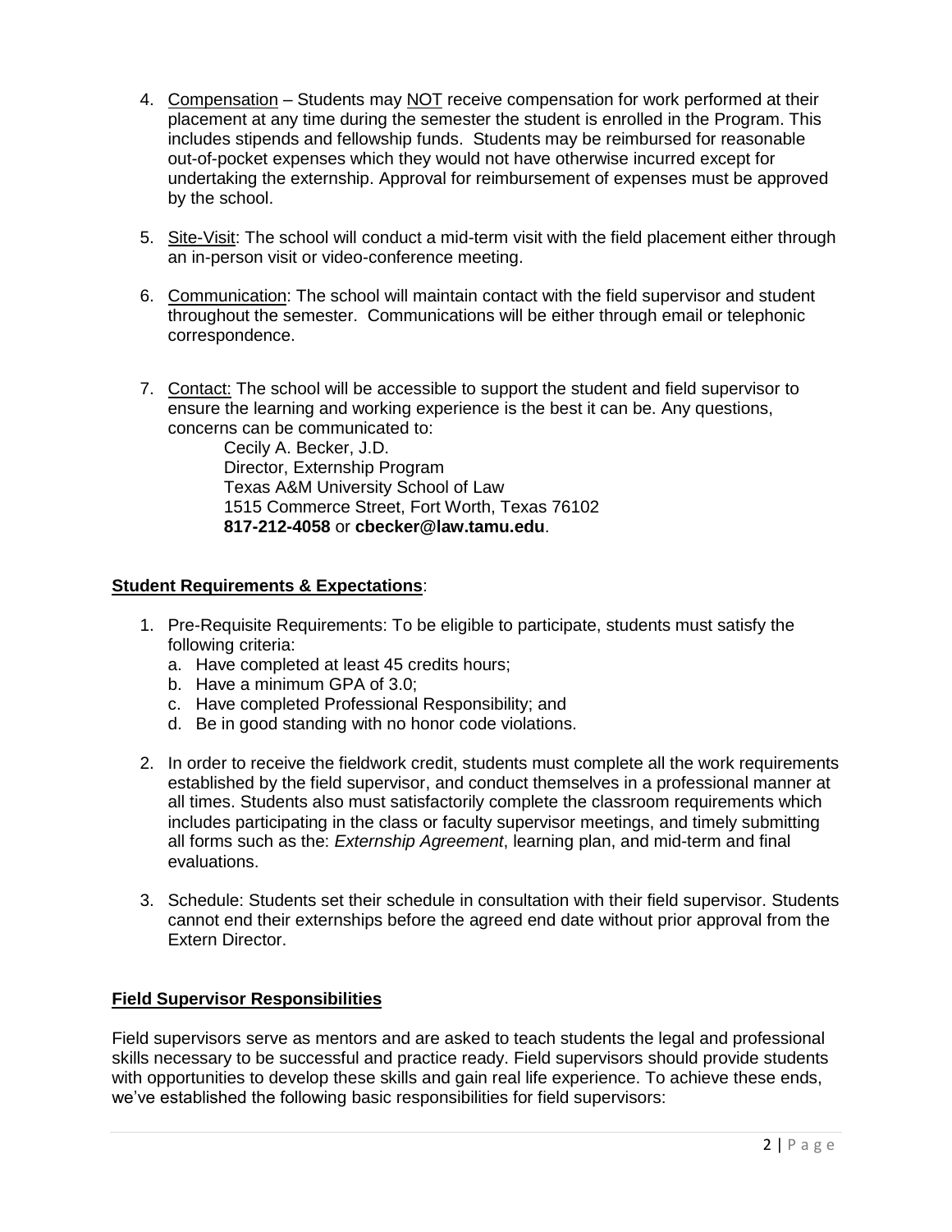4. Compensation – Students may NOT receive compensation for work performed at their placement at any time during the semester the student is enrolled in the Program. This includes stipends and fellowship funds. Students may be reimbursed for reasonable out-of-pocket expenses which they would not have otherwise incurred except for undertaking the externship. Approval for reimbursement of expenses must be approved by the school.

5. Site-Visit: The school will conduct a mid-term visit with the field placement either through an in-person visit or video-conference meeting.

6. Communication: The school will maintain contact with the field supervisor and student throughout the semester. Communications will be either through email or telephonic correspondence.

7. Contact: The school will be accessible to support the student and field supervisor to ensure the learning and working experience is the best it can be. Any questions, concerns can be communicated to:

   Cecily A. Becker, J.D.
   Director, Externship Program
   Texas A&M University School of Law
   1515 Commerce Street, Fort Worth, Texas 76102
   **817-212-4058** or **cbecker@law.tamu.edu**.

**Student Requirements & Expectations**:

1. Pre-Requisite Requirements: To be eligible to participate, students must satisfy the following criteria:
   a. Have completed at least 45 credits hours;
   b. Have a minimum GPA of 3.0;
   c. Have completed Professional Responsibility; and
   d. Be in good standing with no honor code violations.

2. In order to receive the fieldwork credit, students must complete all the work requirements established by the field supervisor, and conduct themselves in a professional manner at all times. Students also must satisfactorily complete the classroom requirements which includes participating in the class or faculty supervisor meetings, and timely submitting all forms such as the: *Externship Agreement*, learning plan, and mid-term and final evaluations.

3. Schedule: Students set their schedule in consultation with their field supervisor. Students cannot end their externships before the agreed end date without prior approval from the Extern Director.

**Field Supervisor Responsibilities**

Field supervisors serve as mentors and are asked to teach students the legal and professional skills necessary to be successful and practice ready. Field supervisors should provide students with opportunities to develop these skills and gain real life experience. To achieve these ends, we've established the following basic responsibilities for field supervisors: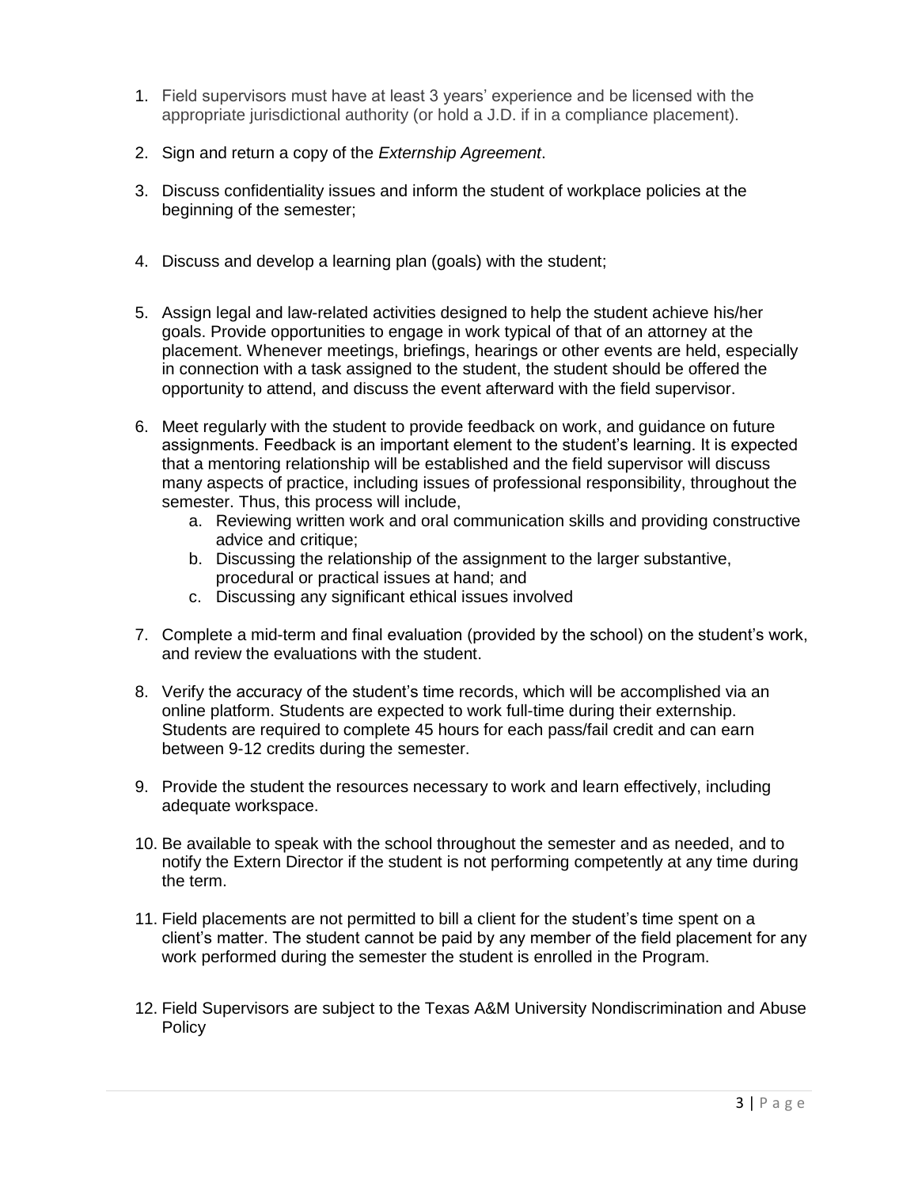1. Field supervisors must have at least 3 years' experience and be licensed with the appropriate jurisdictional authority (or hold a J.D. if in a compliance placement).

2. Sign and return a copy of the *Externship Agreement*.

3. Discuss confidentiality issues and inform the student of workplace policies at the beginning of the semester;

4. Discuss and develop a learning plan (goals) with the student;

5. Assign legal and law-related activities designed to help the student achieve his/her goals. Provide opportunities to engage in work typical of that of an attorney at the placement. Whenever meetings, briefings, hearings or other events are held, especially in connection with a task assigned to the student, the student should be offered the opportunity to attend, and discuss the event afterward with the field supervisor.

6. Meet regularly with the student to provide feedback on work, and guidance on future assignments. Feedback is an important element to the student's learning. It is expected that a mentoring relationship will be established and the field supervisor will discuss many aspects of practice, including issues of professional responsibility, throughout the semester. Thus, this process will include,
    a. Reviewing written work and oral communication skills and providing constructive advice and critique;
    b. Discussing the relationship of the assignment to the larger substantive, procedural or practical issues at hand; and
    c. Discussing any significant ethical issues involved

7. Complete a mid-term and final evaluation (provided by the school) on the student's work, and review the evaluations with the student.

8. Verify the accuracy of the student's time records, which will be accomplished via an online platform. Students are expected to work full-time during their externship. Students are required to complete 45 hours for each pass/fail credit and can earn between 9-12 credits during the semester.

9. Provide the student the resources necessary to work and learn effectively, including adequate workspace.

10. Be available to speak with the school throughout the semester and as needed, and to notify the Extern Director if the student is not performing competently at any time during the term.

11. Field placements are not permitted to bill a client for the student's time spent on a client's matter. The student cannot be paid by any member of the field placement for any work performed during the semester the student is enrolled in the Program.

12. Field Supervisors are subject to the Texas A&M University Nondiscrimination and Abuse Policy